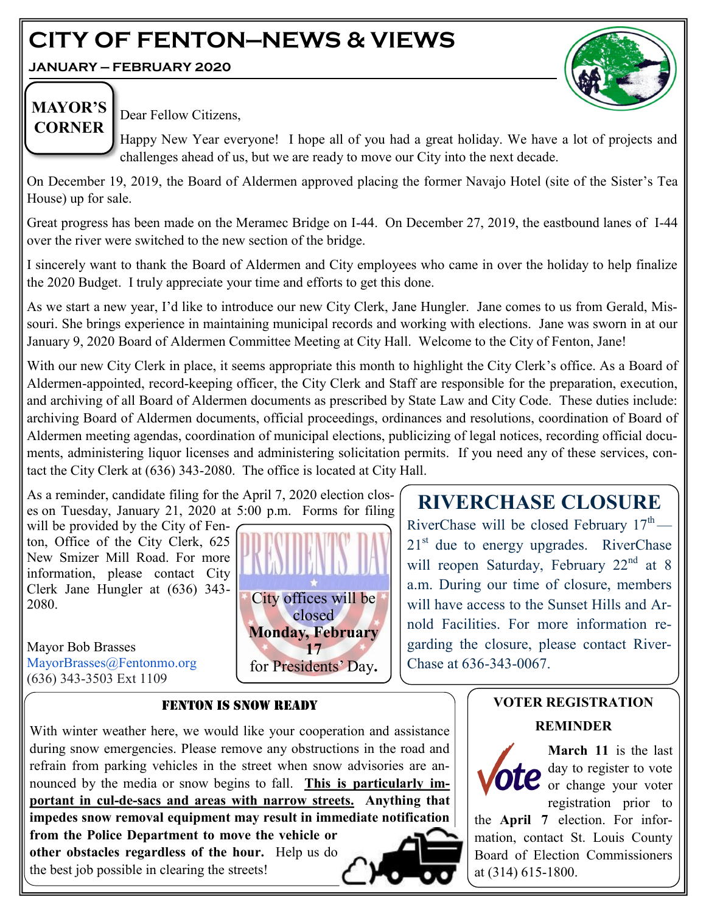# CITY OF FENTON—NEWS & VIEWS

**JANUARY – FEBRUARY 2020**

## MAYOR'S CORNER

Dear Fellow Citizens,

Happy New Year everyone! I hope all of you had a great holiday. We have a lot of projects and challenges ahead of us, but we are ready to move our City into the next decade.

On December 19, 2019, the Board of Aldermen approved placing the former Navajo Hotel (site of the Sister's Tea House) up for sale.

Great progress has been made on the Meramec Bridge on I-44. On December 27, 2019, the eastbound lanes of I-44 over the river were switched to the new section of the bridge.

I sincerely want to thank the Board of Aldermen and City employees who came in over the holiday to help finalize the 2020 Budget. I truly appreciate your time and efforts to get this done.

As we start a new year, I'd like to introduce our new City Clerk, Jane Hungler. Jane comes to us from Gerald, Missouri. She brings experience in maintaining municipal records and working with elections. Jane was sworn in at our January 9, 2020 Board of Aldermen Committee Meeting at City Hall. Welcome to the City of Fenton, Jane!

With our new City Clerk in place, it seems appropriate this month to highlight the City Clerk's office. As a Board of Aldermen-appointed, record-keeping officer, the City Clerk and Staff are responsible for the preparation, execution, and archiving of all Board of Aldermen documents as prescribed by State Law and City Code. These duties include: archiving Board of Aldermen documents, official proceedings, ordinances and resolutions, coordination of Board of Aldermen meeting agendas, coordination of municipal elections, publicizing of legal notices, recording official documents, administering liquor licenses and administering solicitation permits. If you need any of these services, contact the City Clerk at (636) 343-2080. The office is located at City Hall.

As a reminder, candidate filing for the April 7, 2020 election closes on Tuesday, January 21, 2020 at 5:00 p.m. Forms for filing will be provided by the City of Fenton, Office of the City Clerk, 625 New Smizer Mill Road. For more information, please contact City Clerk Jane Hungler at (636) 343-2080.

Mayor Bob Brasses
MayorBrasses@Fentonmo.org
(636) 343-3503 Ext 1109

## PRESIDENTS' DAY

City offices will be closed **Monday, February 17** for Presidents' Day**.**

## RIVERCHASE CLOSURE

RiverChase will be closed February 17th — 21st due to energy upgrades. RiverChase will reopen Saturday, February 22nd at 8 a.m. During our time of closure, members will have access to the Sunset Hills and Arnold Facilities. For more information regarding the closure, please contact RiverChase at 636-343-0067.

## FENTON IS SNOW READY

With winter weather here, we would like your cooperation and assistance during snow emergencies. Please remove any obstructions in the road and refrain from parking vehicles in the street when snow advisories are announced by the media or snow begins to fall. **This is particularly important in cul-de-sacs and areas with narrow streets.** **Anything that impedes snow removal equipment may result in immediate notification from the Police Department to move the vehicle or other obstacles regardless of the hour.** Help us do the best job possible in clearing the streets!

## VOTER REGISTRATION REMINDER

Vote

**March 11** is the last day to register to vote or change your voter registration prior to the **April 7** election. For information, contact St. Louis County Board of Election Commissioners at (314) 615-1800.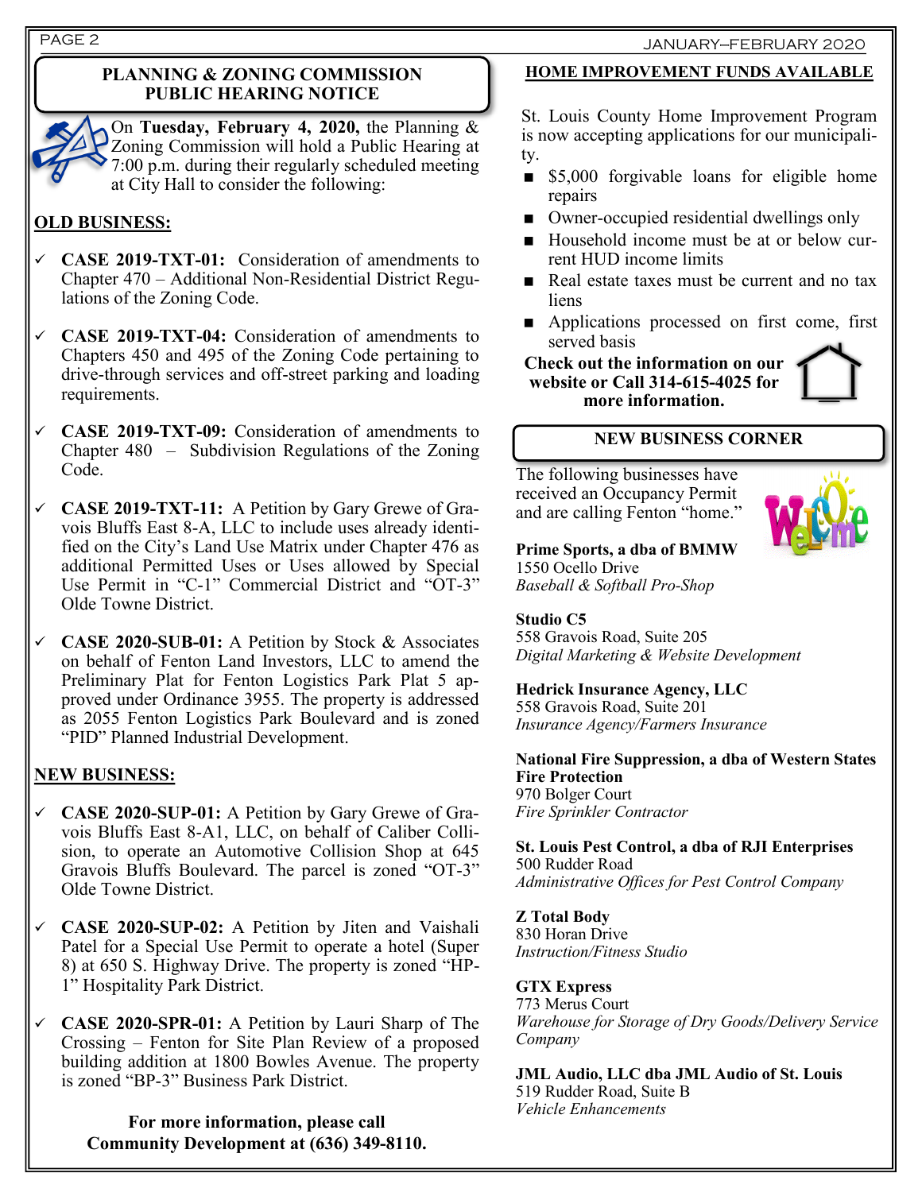## PLANNING & ZONING COMMISSION PUBLIC HEARING NOTICE

On **Tuesday, February 4, 2020,** the Planning & Zoning Commission will hold a Public Hearing at 7:00 p.m. during their regularly scheduled meeting at City Hall to consider the following:

**OLD BUSINESS:**

- ✓ **CASE 2019-TXT-01:** Consideration of amendments to Chapter 470 – Additional Non-Residential District Regulations of the Zoning Code.
- ✓ **CASE 2019-TXT-04:** Consideration of amendments to Chapters 450 and 495 of the Zoning Code pertaining to drive-through services and off-street parking and loading requirements.
- ✓ **CASE 2019-TXT-09:** Consideration of amendments to Chapter 480 – Subdivision Regulations of the Zoning Code.
- ✓ **CASE 2019-TXT-11:** A Petition by Gary Grewe of Gravois Bluffs East 8-A, LLC to include uses already identified on the City's Land Use Matrix under Chapter 476 as additional Permitted Uses or Uses allowed by Special Use Permit in "C-1" Commercial District and "OT-3" Olde Towne District.
- ✓ **CASE 2020-SUB-01:** A Petition by Stock & Associates on behalf of Fenton Land Investors, LLC to amend the Preliminary Plat for Fenton Logistics Park Plat 5 approved under Ordinance 3955. The property is addressed as 2055 Fenton Logistics Park Boulevard and is zoned "PID" Planned Industrial Development.

**NEW BUSINESS:**

- ✓ **CASE 2020-SUP-01:** A Petition by Gary Grewe of Gravois Bluffs East 8-A1, LLC, on behalf of Caliber Collision, to operate an Automotive Collision Shop at 645 Gravois Bluffs Boulevard. The parcel is zoned "OT-3" Olde Towne District.
- ✓ **CASE 2020-SUP-02:** A Petition by Jiten and Vaishali Patel for a Special Use Permit to operate a hotel (Super 8) at 650 S. Highway Drive. The property is zoned "HP-1" Hospitality Park District.
- ✓ **CASE 2020-SPR-01:** A Petition by Lauri Sharp of The Crossing – Fenton for Site Plan Review of a proposed building addition at 1800 Bowles Avenue. The property is zoned "BP-3" Business Park District.

**For more information, please call Community Development at (636) 349-8110.**

## HOME IMPROVEMENT FUNDS AVAILABLE

St. Louis County Home Improvement Program is now accepting applications for our municipality.

- $5,000 forgivable loans for eligible home repairs
- Owner-occupied residential dwellings only
- Household income must be at or below current HUD income limits
- Real estate taxes must be current and no tax liens
- Applications processed on first come, first served basis

**Check out the information on our website or Call 314-615-4025 for more information.**

## NEW BUSINESS CORNER

The following businesses have received an Occupancy Permit and are calling Fenton "home."

**Prime Sports, a dba of BMMW**
1550 Ocello Drive
*Baseball & Softball Pro-Shop*

**Studio C5**
558 Gravois Road, Suite 205
*Digital Marketing & Website Development*

**Hedrick Insurance Agency, LLC**
558 Gravois Road, Suite 201
*Insurance Agency/Farmers Insurance*

**National Fire Suppression, a dba of Western States Fire Protection**
970 Bolger Court
*Fire Sprinkler Contractor*

**St. Louis Pest Control, a dba of RJI Enterprises**
500 Rudder Road
*Administrative Offices for Pest Control Company*

**Z Total Body**
830 Horan Drive
*Instruction/Fitness Studio*

**GTX Express**
773 Merus Court
*Warehouse for Storage of Dry Goods/Delivery Service Company*

**JML Audio, LLC dba JML Audio of St. Louis**
519 Rudder Road, Suite B
*Vehicle Enhancements*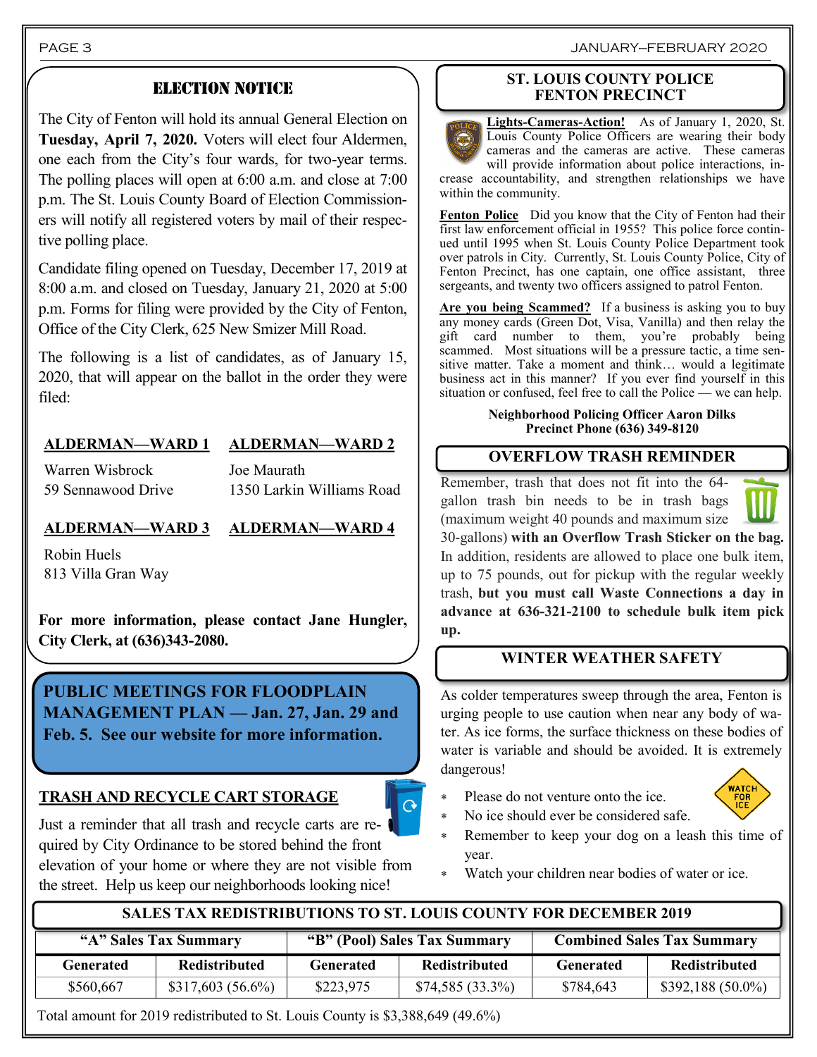## ELECTION NOTICE

The City of Fenton will hold its annual General Election on **Tuesday, April 7, 2020.** Voters will elect four Aldermen, one each from the City's four wards, for two-year terms. The polling places will open at 6:00 a.m. and close at 7:00 p.m. The St. Louis County Board of Election Commissioners will notify all registered voters by mail of their respective polling place.

Candidate filing opened on Tuesday, December 17, 2019 at 8:00 a.m. and closed on Tuesday, January 21, 2020 at 5:00 p.m. Forms for filing were provided by the City of Fenton, Office of the City Clerk, 625 New Smizer Mill Road.

The following is a list of candidates, as of January 15, 2020, that will appear on the ballot in the order they were filed:

**ALDERMAN—WARD 1**

Warren Wisbrock
59 Sennawood Drive

**ALDERMAN—WARD 2**

Joe Maurath
1350 Larkin Williams Road

**ALDERMAN—WARD 3**

Robin Huels
813 Villa Gran Way

**ALDERMAN—WARD 4**

**For more information, please contact Jane Hungler, City Clerk, at (636)343-2080.**

**PUBLIC MEETINGS FOR FLOODPLAIN MANAGEMENT PLAN — Jan. 27, Jan. 29 and Feb. 5. See our website for more information.**

## TRASH AND RECYCLE CART STORAGE

Just a reminder that all trash and recycle carts are required by City Ordinance to be stored behind the front elevation of your home or where they are not visible from the street. Help us keep our neighborhoods looking nice!

## ST. LOUIS COUNTY POLICE FENTON PRECINCT

**Lights-Cameras-Action!** As of January 1, 2020, St. Louis County Police Officers are wearing their body cameras and the cameras are active. These cameras will provide information about police interactions, increase accountability, and strengthen relationships we have within the community.

**Fenton Police** Did you know that the City of Fenton had their first law enforcement official in 1955? This police force continued until 1995 when St. Louis County Police Department took over patrols in City. Currently, St. Louis County Police, City of Fenton Precinct, has one captain, one office assistant, three sergeants, and twenty two officers assigned to patrol Fenton.

**Are you being Scammed?** If a business is asking you to buy any money cards (Green Dot, Visa, Vanilla) and then relay the gift card number to them, you're probably being scammed. Most situations will be a pressure tactic, a time sensitive matter. Take a moment and think… would a legitimate business act in this manner? If you ever find yourself in this situation or confused, feel free to call the Police — we can help.

**Neighborhood Policing Officer Aaron Dilks**
**Precinct Phone (636) 349-8120**

## OVERFLOW TRASH REMINDER

Remember, trash that does not fit into the 64-gallon trash bin needs to be in trash bags (maximum weight 40 pounds and maximum size 30-gallons) **with an Overflow Trash Sticker on the bag.** In addition, residents are allowed to place one bulk item, up to 75 pounds, out for pickup with the regular weekly trash, **but you must call Waste Connections a day in advance at 636-321-2100 to schedule bulk item pick up.**

## WINTER WEATHER SAFETY

As colder temperatures sweep through the area, Fenton is urging people to use caution when near any body of water. As ice forms, the surface thickness on these bodies of water is variable and should be avoided. It is extremely dangerous!

- Please do not venture onto the ice.
- No ice should ever be considered safe.
- Remember to keep your dog on a leash this time of year.
- Watch your children near bodies of water or ice.

## SALES TAX REDISTRIBUTIONS TO ST. LOUIS COUNTY FOR DECEMBER 2019

| "A" Sales Tax Summary | | "B" (Pool) Sales Tax Summary | | Combined Sales Tax Summary | |
|---|---|---|---|---|---|
| Generated | Redistributed | Generated | Redistributed | Generated | Redistributed |
| $560,667 | $317,603 (56.6%) | $223,975 | $74,585 (33.3%) | $784,643 | $392,188 (50.0%) |

Total amount for 2019 redistributed to St. Louis County is $3,388,649 (49.6%)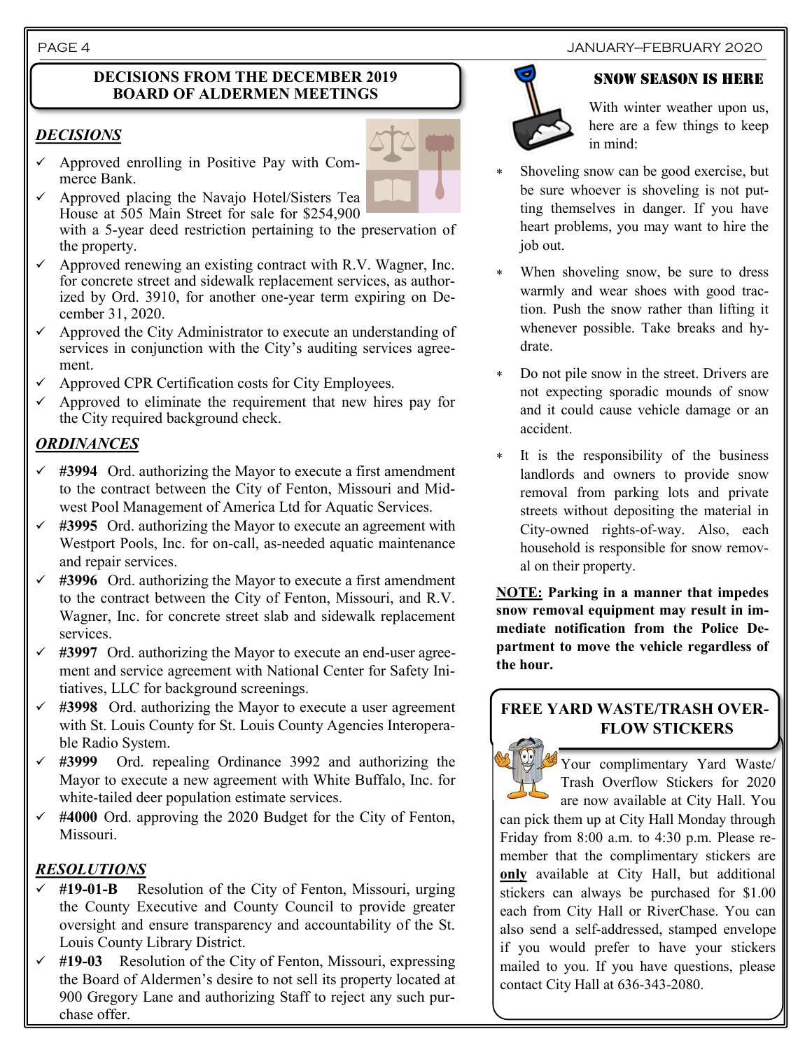## DECISIONS FROM THE DECEMBER 2019 BOARD OF ALDERMEN MEETINGS

### *DECISIONS*

- ✓ Approved enrolling in Positive Pay with Commerce Bank.
- ✓ Approved placing the Navajo Hotel/Sisters Tea House at 505 Main Street for sale for $254,900 with a 5-year deed restriction pertaining to the preservation of the property.
- ✓ Approved renewing an existing contract with R.V. Wagner, Inc. for concrete street and sidewalk replacement services, as authorized by Ord. 3910, for another one-year term expiring on December 31, 2020.
- ✓ Approved the City Administrator to execute an understanding of services in conjunction with the City's auditing services agreement.
- ✓ Approved CPR Certification costs for City Employees.
- ✓ Approved to eliminate the requirement that new hires pay for the City required background check.

### *ORDINANCES*

- ✓ **#3994** Ord. authorizing the Mayor to execute a first amendment to the contract between the City of Fenton, Missouri and Midwest Pool Management of America Ltd for Aquatic Services.
- ✓ **#3995** Ord. authorizing the Mayor to execute an agreement with Westport Pools, Inc. for on-call, as-needed aquatic maintenance and repair services.
- ✓ **#3996** Ord. authorizing the Mayor to execute a first amendment to the contract between the City of Fenton, Missouri, and R.V. Wagner, Inc. for concrete street slab and sidewalk replacement services.
- ✓ **#3997** Ord. authorizing the Mayor to execute an end-user agreement and service agreement with National Center for Safety Initiatives, LLC for background screenings.
- ✓ **#3998** Ord. authorizing the Mayor to execute a user agreement with St. Louis County for St. Louis County Agencies Interoperable Radio System.
- ✓ **#3999** Ord. repealing Ordinance 3992 and authorizing the Mayor to execute a new agreement with White Buffalo, Inc. for white-tailed deer population estimate services.
- ✓ **#4000** Ord. approving the 2020 Budget for the City of Fenton, Missouri.

### *RESOLUTIONS*

- ✓ **#19-01-B** Resolution of the City of Fenton, Missouri, urging the County Executive and County Council to provide greater oversight and ensure transparency and accountability of the St. Louis County Library District.
- ✓ **#19-03** Resolution of the City of Fenton, Missouri, expressing the Board of Aldermen's desire to not sell its property located at 900 Gregory Lane and authorizing Staff to reject any such purchase offer.

## SNOW SEASON IS HERE

With winter weather upon us, here are a few things to keep in mind:

- Shoveling snow can be good exercise, but be sure whoever is shoveling is not putting themselves in danger. If you have heart problems, you may want to hire the job out.
- When shoveling snow, be sure to dress warmly and wear shoes with good traction. Push the snow rather than lifting it whenever possible. Take breaks and hydrate.
- Do not pile snow in the street. Drivers are not expecting sporadic mounds of snow and it could cause vehicle damage or an accident.
- It is the responsibility of the business landlords and owners to provide snow removal from parking lots and private streets without depositing the material in City-owned rights-of-way. Also, each household is responsible for snow removal on their property.

**NOTE: Parking in a manner that impedes snow removal equipment may result in immediate notification from the Police Department to move the vehicle regardless of the hour.**

## FREE YARD WASTE/TRASH OVERFLOW STICKERS

Your complimentary Yard Waste/ Trash Overflow Stickers for 2020 are now available at City Hall. You can pick them up at City Hall Monday through Friday from 8:00 a.m. to 4:30 p.m. Please remember that the complimentary stickers are **only** available at City Hall, but additional stickers can always be purchased for $1.00 each from City Hall or RiverChase. You can also send a self-addressed, stamped envelope if you would prefer to have your stickers mailed to you. If you have questions, please contact City Hall at 636-343-2080.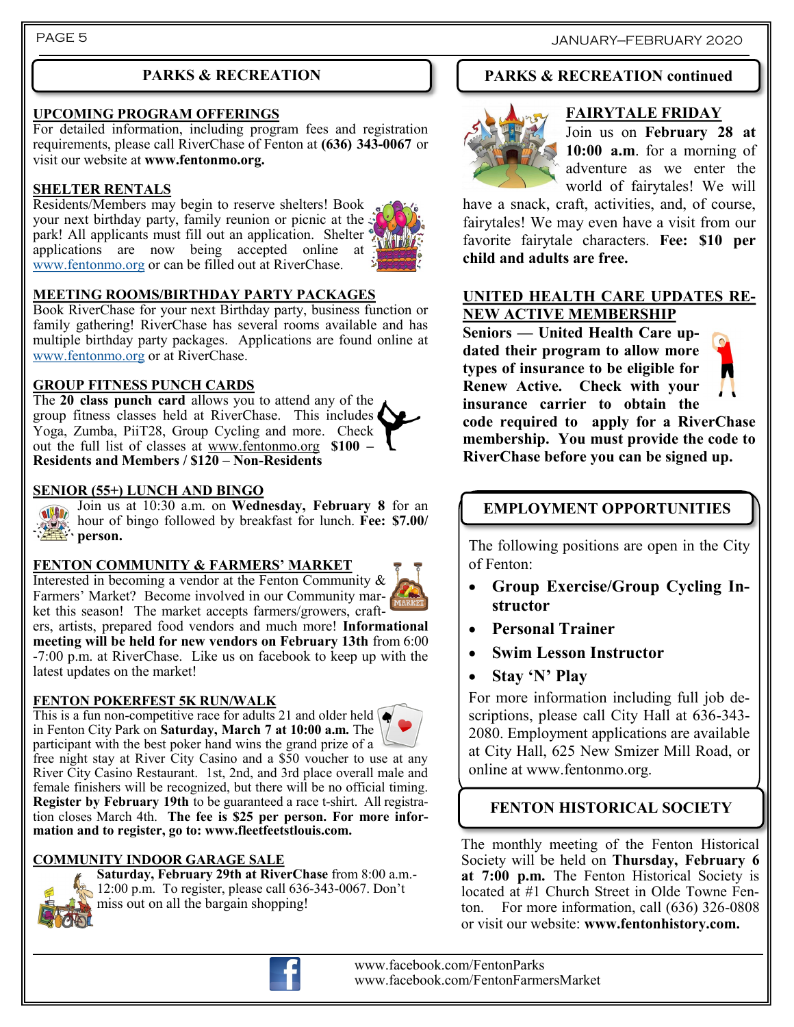## PARKS & RECREATION

### UPCOMING PROGRAM OFFERINGS

For detailed information, including program fees and registration requirements, please call RiverChase of Fenton at **(636) 343-0067** or visit our website at **www.fentonmo.org.**

### SHELTER RENTALS

Residents/Members may begin to reserve shelters! Book your next birthday party, family reunion or picnic at the park! All applicants must fill out an application. Shelter applications are now being accepted online at www.fentonmo.org or can be filled out at RiverChase.

### MEETING ROOMS/BIRTHDAY PARTY PACKAGES

Book RiverChase for your next Birthday party, business function or family gathering! RiverChase has several rooms available and has multiple birthday party packages. Applications are found online at www.fentonmo.org or at RiverChase.

### GROUP FITNESS PUNCH CARDS

The **20 class punch card** allows you to attend any of the group fitness classes held at RiverChase. This includes Yoga, Zumba, PiiT28, Group Cycling and more. Check out the full list of classes at www.fentonmo.org **$100 – Residents and Members / $120 – Non-Residents**

### SENIOR (55+) LUNCH AND BINGO

Join us at 10:30 a.m. on **Wednesday, February 8** for an hour of bingo followed by breakfast for lunch. **Fee: $7.00/ person.**

### FENTON COMMUNITY & FARMERS' MARKET

Interested in becoming a vendor at the Fenton Community & Farmers' Market? Become involved in our Community market this season! The market accepts farmers/growers, crafters, artists, prepared food vendors and much more! **Informational meeting will be held for new vendors on February 13th** from 6:00 -7:00 p.m. at RiverChase. Like us on facebook to keep up with the latest updates on the market!

### FENTON POKERFEST 5K RUN/WALK

This is a fun non-competitive race for adults 21 and older held in Fenton City Park on **Saturday, March 7 at 10:00 a.m.** The participant with the best poker hand wins the grand prize of a free night stay at River City Casino and a $50 voucher to use at any River City Casino Restaurant. 1st, 2nd, and 3rd place overall male and female finishers will be recognized, but there will be no official timing. **Register by February 19th** to be guaranteed a race t-shirt. All registration closes March 4th. **The fee is $25 per person. For more information and to register, go to: www.fleetfeetstlouis.com.**

### COMMUNITY INDOOR GARAGE SALE

**Saturday, February 29th at RiverChase** from 8:00 a.m.-12:00 p.m. To register, please call 636-343-0067. Don't miss out on all the bargain shopping!

## PARKS & RECREATION continued

### FAIRYTALE FRIDAY

Join us on **February 28 at 10:00 a.m**. for a morning of adventure as we enter the world of fairytales! We will have a snack, craft, activities, and, of course, fairytales! We may even have a visit from our favorite fairytale characters. **Fee: $10 per child and adults are free.**

### UNITED HEALTH CARE UPDATES RENEW ACTIVE MEMBERSHIP

**Seniors — United Health Care updated their program to allow more types of insurance to be eligible for Renew Active. Check with your insurance carrier to obtain the code required to apply for a RiverChase membership. You must provide the code to RiverChase before you can be signed up.**

## EMPLOYMENT OPPORTUNITIES

The following positions are open in the City of Fenton:

- **Group Exercise/Group Cycling Instructor**
- **Personal Trainer**
- **Swim Lesson Instructor**
- **Stay 'N' Play**

For more information including full job descriptions, please call City Hall at 636-343-2080. Employment applications are available at City Hall, 625 New Smizer Mill Road, or online at www.fentonmo.org.

## FENTON HISTORICAL SOCIETY

The monthly meeting of the Fenton Historical Society will be held on **Thursday, February 6 at 7:00 p.m.** The Fenton Historical Society is located at #1 Church Street in Olde Towne Fenton. For more information, call (636) 326-0808 or visit our website: **www.fentonhistory.com.**

www.facebook.com/FentonParks
www.facebook.com/FentonFarmersMarket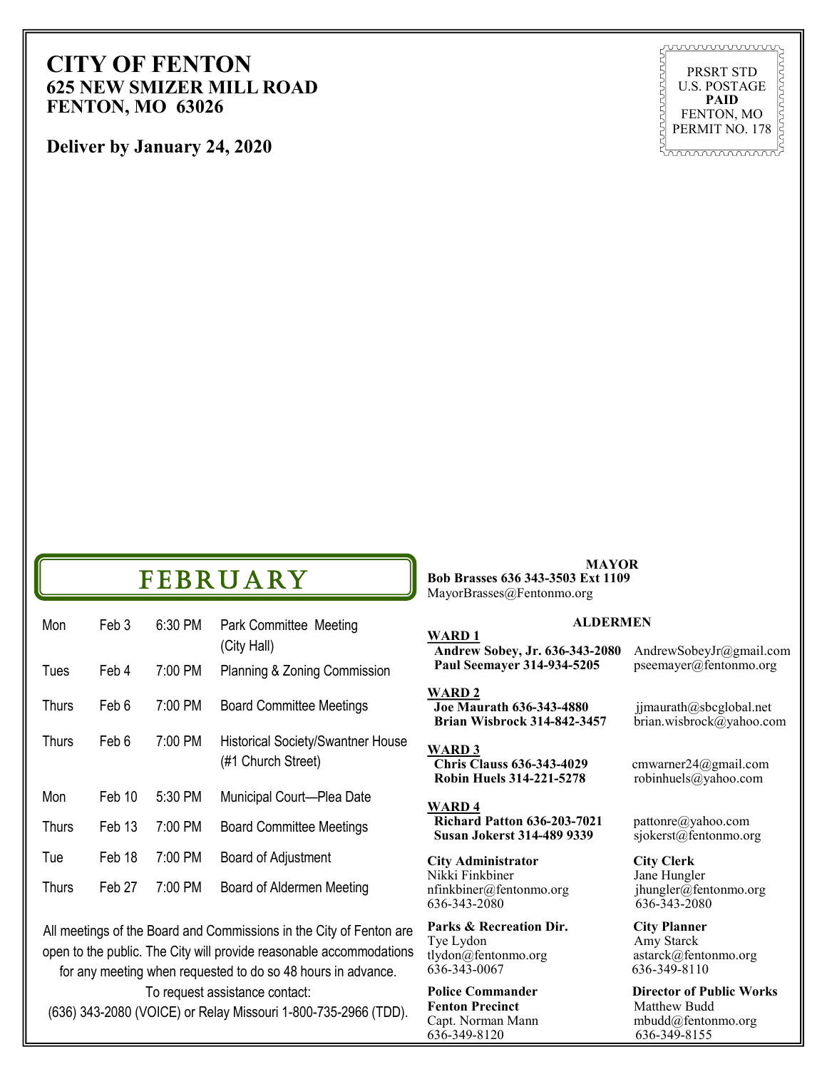**CITY OF FENTON**
**625 NEW SMIZER MILL ROAD**
**FENTON, MO 63026**

**Deliver by January 24, 2020**

PRSRT STD
U.S. POSTAGE
**PAID**
FENTON, MO
PERMIT NO. 178

## FEBRUARY

| | | | |
|---|---|---|---|
| Mon | Feb 3 | 6:30 PM | Park Committee Meeting (City Hall) |
| Tues | Feb 4 | 7:00 PM | Planning & Zoning Commission |
| Thurs | Feb 6 | 7:00 PM | Board Committee Meetings |
| Thurs | Feb 6 | 7:00 PM | Historical Society/Swantner House (#1 Church Street) |
| Mon | Feb 10 | 5:30 PM | Municipal Court—Plea Date |
| Thurs | Feb 13 | 7:00 PM | Board Committee Meetings |
| Tue | Feb 18 | 7:00 PM | Board of Adjustment |
| Thurs | Feb 27 | 7:00 PM | Board of Aldermen Meeting |

All meetings of the Board and Commissions in the City of Fenton are open to the public. The City will provide reasonable accommodations for any meeting when requested to do so 48 hours in advance. To request assistance contact:
(636) 343-2080 (VOICE) or Relay Missouri 1-800-735-2966 (TDD).

**MAYOR**
**Bob Brasses 636 343-3503 Ext 1109**
MayorBrasses@Fentonmo.org

**ALDERMEN**

**WARD 1**
**Andrew Sobey, Jr. 636-343-2080** AndrewSobeyJr@gmail.com
**Paul Seemayer 314-934-5205** pseemayer@fentonmo.org

**WARD 2**
**Joe Maurath 636-343-4880** jjmaurath@sbcglobal.net
**Brian Wisbrock 314-842-3457** brian.wisbrock@yahoo.com

**WARD 3**
**Chris Clauss 636-343-4029** cmwarner24@gmail.com
**Robin Huels 314-221-5278** robinhuels@yahoo.com

**WARD 4**
**Richard Patton 636-203-7021** pattonre@yahoo.com
**Susan Jokerst 314-489 9339** sjokerst@fentonmo.org

**City Administrator**
Nikki Finkbiner
nfinkbiner@fentonmo.org
636-343-2080

**City Clerk**
Jane Hungler
jhungler@fentonmo.org
636-343-2080

**Parks & Recreation Dir.**
Tye Lydon
tlydon@fentonmo.org
636-343-0067

**City Planner**
Amy Starck
astarck@fentonmo.org
636-349-8110

**Police Commander**
**Fenton Precinct**
Capt. Norman Mann
636-349-8120

**Director of Public Works**
Matthew Budd
mbudd@fentonmo.org
636-349-8155